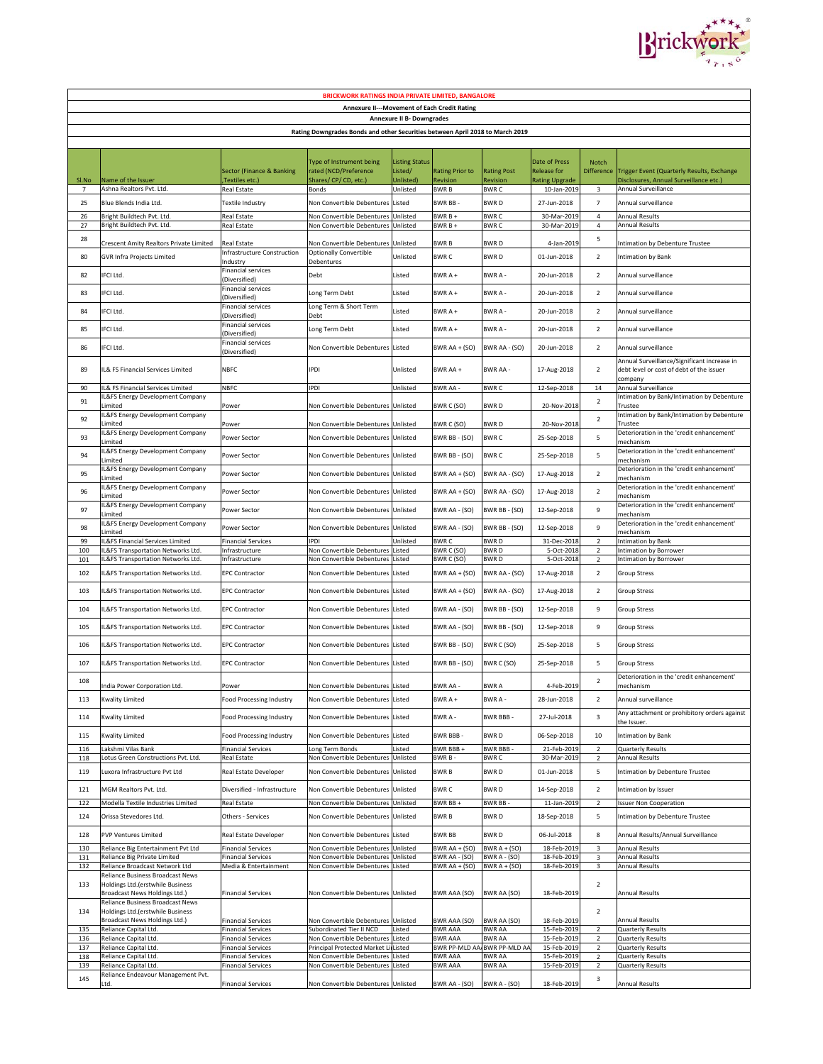# BRICKWORK RATINGS INDIA PRIVATE LIMITED, BANGALORE

## Annexure II---Movement of Each Credit Rating

### Annexure II B- Downgrades

### Rating Downgrades Bonds and other Securities between April 2018 to March 2019

| Sl.No | Name of the Issuer | Sector (Finance & Banking ,Textiles etc.) | Type of Instrument being rated (NCD/Preference Shares/ CP/ CD, etc.) | Listing Status Listed/ Unlisted) | Rating Prior to Revision | Rating Post Revision | Date of Press Release for Rating Upgrade | Notch Difference | Trigger Event (Quarterly Results, Exchange Disclosures, Annual Surveillance etc.) |
|---|---|---|---|---|---|---|---|---|---|
| 7 | Ashna Realtors Pvt. Ltd. | Real Estate | Bonds | Unlisted | BWR B | BWR C | 10-Jan-2019 | 3 | Annual Surveillance |
| 25 | Blue Blends India Ltd. | Textile Industry | Non Convertible Debentures | Listed | BWR BB - | BWR D | 27-Jun-2018 | 7 | Annual surveillance |
| 26 | Bright Buildtech Pvt. Ltd. | Real Estate | Non Convertible Debentures | Unlisted | BWR B + | BWR C | 30-Mar-2019 | 4 | Annual Results |
| 27 | Bright Buildtech Pvt. Ltd. | Real Estate | Non Convertible Debentures | Unlisted | BWR B + | BWR C | 30-Mar-2019 | 4 | Annual Results |
| 28 | Crescent Amity Realtors Private Limited | Real Estate | Non Convertible Debentures | Unlisted | BWR B | BWR D | 4-Jan-2019 | 5 | Intimation by Debenture Trustee |
| 80 | GVR Infra Projects Limited | Infrastructure Construction Industry | Optionally Convertible Debentures | Unlisted | BWR C | BWR D | 01-Jun-2018 | 2 | Intimation by Bank |
| 82 | IFCI Ltd. | Financial services (Diversified) | Debt | Listed | BWR A + | BWR A - | 20-Jun-2018 | 2 | Annual surveillance |
| 83 | IFCI Ltd. | Financial services (Diversified) | Long Term Debt | Listed | BWR A + | BWR A - | 20-Jun-2018 | 2 | Annual surveillance |
| 84 | IFCI Ltd. | Financial services (Diversified) | Long Term & Short Term Debt | Listed | BWR A + | BWR A - | 20-Jun-2018 | 2 | Annual surveillance |
| 85 | IFCI Ltd. | Financial services (Diversified) | Long Term Debt | Listed | BWR A + | BWR A - | 20-Jun-2018 | 2 | Annual surveillance |
| 86 | IFCI Ltd. | Financial services (Diversified) | Non Convertible Debentures | Listed | BWR AA + (SO) | BWR AA - (SO) | 20-Jun-2018 | 2 | Annual surveillance |
| 89 | IL& FS Financial Services Limited | NBFC | IPDI | Unlisted | BWR AA + | BWR AA - | 17-Aug-2018 | 2 | Annual Surveillance/Significant increase in debt level or cost of debt of the issuer company |
| 90 | IL& FS Financial Services Limited | NBFC | IPDI | Unlisted | BWR AA - | BWR C | 12-Sep-2018 | 14 | Annual Surveillance |
| 91 | IL&FS Energy Development Company Limited | Power | Non Convertible Debentures | Unlisted | BWR C (SO) | BWR D | 20-Nov-2018 | 2 | Intimation by Bank/Intimation by Debenture Trustee |
| 92 | IL&FS Energy Development Company Limited | Power | Non Convertible Debentures | Unlisted | BWR C (SO) | BWR D | 20-Nov-2018 | 2 | Intimation by Bank/Intimation by Debenture Trustee |
| 93 | IL&FS Energy Development Company Limited | Power Sector | Non Convertible Debentures | Unlisted | BWR BB - (SO) | BWR C | 25-Sep-2018 | 5 | Deterioration in the 'credit enhancement' mechanism |
| 94 | IL&FS Energy Development Company Limited | Power Sector | Non Convertible Debentures | Unlisted | BWR BB - (SO) | BWR C | 25-Sep-2018 | 5 | Deterioration in the 'credit enhancement' mechanism |
| 95 | IL&FS Energy Development Company Limited | Power Sector | Non Convertible Debentures | Unlisted | BWR AA + (SO) | BWR AA - (SO) | 17-Aug-2018 | 2 | Deterioration in the 'credit enhancement' mechanism |
| 96 | IL&FS Energy Development Company Limited | Power Sector | Non Convertible Debentures | Unlisted | BWR AA + (SO) | BWR AA - (SO) | 17-Aug-2018 | 2 | Deterioration in the 'credit enhancement' mechanism |
| 97 | IL&FS Energy Development Company Limited | Power Sector | Non Convertible Debentures | Unlisted | BWR AA - (SO) | BWR BB - (SO) | 12-Sep-2018 | 9 | Deterioration in the 'credit enhancement' mechanism |
| 98 | IL&FS Energy Development Company Limited | Power Sector | Non Convertible Debentures | Unlisted | BWR AA - (SO) | BWR BB - (SO) | 12-Sep-2018 | 9 | Deterioration in the 'credit enhancement' mechanism |
| 99 | IL&FS Financial Services Limited | Financial Services | IPDI | Unlisted | BWR C | BWR D | 31-Dec-2018 | 2 | Intimation by Bank |
| 100 | IL&FS Transportation Networks Ltd. | Infrastructure | Non Convertible Debentures | Listed | BWR C (SO) | BWR D | 5-Oct-2018 | 2 | Intimation by Borrower |
| 101 | IL&FS Transportation Networks Ltd. | Infrastructure | Non Convertible Debentures | Listed | BWR C (SO) | BWR D | 5-Oct-2018 | 2 | Intimation by Borrower |
| 102 | IL&FS Transportation Networks Ltd. | EPC Contractor | Non Convertible Debentures | Listed | BWR AA + (SO) | BWR AA - (SO) | 17-Aug-2018 | 2 | Group Stress |
| 103 | IL&FS Transportation Networks Ltd. | EPC Contractor | Non Convertible Debentures | Listed | BWR AA + (SO) | BWR AA - (SO) | 17-Aug-2018 | 2 | Group Stress |
| 104 | IL&FS Transportation Networks Ltd. | EPC Contractor | Non Convertible Debentures | Listed | BWR AA - (SO) | BWR BB - (SO) | 12-Sep-2018 | 9 | Group Stress |
| 105 | IL&FS Transportation Networks Ltd. | EPC Contractor | Non Convertible Debentures | Listed | BWR AA - (SO) | BWR BB - (SO) | 12-Sep-2018 | 9 | Group Stress |
| 106 | IL&FS Transportation Networks Ltd. | EPC Contractor | Non Convertible Debentures | Listed | BWR BB - (SO) | BWR C (SO) | 25-Sep-2018 | 5 | Group Stress |
| 107 | IL&FS Transportation Networks Ltd. | EPC Contractor | Non Convertible Debentures | Listed | BWR BB - (SO) | BWR C (SO) | 25-Sep-2018 | 5 | Group Stress |
| 108 | India Power Corporation Ltd. | Power | Non Convertible Debentures | Listed | BWR AA - | BWR A | 4-Feb-2019 | 2 | Deterioration in the 'credit enhancement' mechanism |
| 113 | Kwality Limited | Food Processing Industry | Non Convertible Debentures | Listed | BWR A + | BWR A - | 28-Jun-2018 | 2 | Annual surveillance |
| 114 | Kwality Limited | Food Processing Industry | Non Convertible Debentures | Listed | BWR A - | BWR BBB - | 27-Jul-2018 | 3 | Any attachment or prohibitory orders against the Issuer. |
| 115 | Kwality Limited | Food Processing Industry | Non Convertible Debentures | Listed | BWR BBB - | BWR D | 06-Sep-2018 | 10 | Intimation by Bank |
| 116 | Lakshmi Vilas Bank | Financial Services | Long Term Bonds | Listed | BWR BBB + | BWR BBB - | 21-Feb-2019 | 2 | Quarterly Results |
| 118 | Lotus Green Constructions Pvt. Ltd. | Real Estate | Non Convertible Debentures | Unlisted | BWR B - | BWR C | 30-Mar-2019 | 2 | Annual Results |
| 119 | Luxora Infrastructure Pvt Ltd | Real Estate Developer | Non Convertible Debentures | Unlisted | BWR B | BWR D | 01-Jun-2018 | 5 | Intimation by Debenture Trustee |
| 121 | MGM Realtors Pvt. Ltd. | Diversified - Infrastructure | Non Convertible Debentures | Unlisted | BWR C | BWR D | 14-Sep-2018 | 2 | Intimation by Issuer |
| 122 | Modella Textile Industries Limited | Real Estate | Non Convertible Debentures | Unlisted | BWR BB + | BWR BB - | 11-Jan-2019 | 2 | Issuer Non Cooperation |
| 124 | Orissa Stevedores Ltd. | Others - Services | Non Convertible Debentures | Unlisted | BWR B | BWR D | 18-Sep-2018 | 5 | Intimation by Debenture Trustee |
| 128 | PVP Ventures Limited | Real Estate Developer | Non Convertible Debentures | Listed | BWR BB | BWR D | 06-Jul-2018 | 8 | Annual Results/Annual Surveillance |
| 130 | Reliance Big Entertainment Pvt Ltd | Financial Services | Non Convertible Debentures | Unlisted | BWR AA + (SO) | BWR A + (SO) | 18-Feb-2019 | 3 | Annual Results |
| 131 | Reliance Big Private Limited | Financial Services | Non Convertible Debentures | Unlisted | BWR AA - (SO) | BWR A - (SO) | 18-Feb-2019 | 3 | Annual Results |
| 132 | Reliance Broadcast Network Ltd | Media & Entertainment | Non Convertible Debentures | Listed | BWR AA + (SO) | BWR A + (SO) | 18-Feb-2019 | 3 | Annual Results |
| 133 | Reliance Business Broadcast News Holdings Ltd.(erstwhile Business Broadcast News Holdings Ltd.) | Financial Services | Non Convertible Debentures | Unlisted | BWR AAA (SO) | BWR AA (SO) | 18-Feb-2019 | 2 | Annual Results |
| 134 | Reliance Business Broadcast News Holdings Ltd.(erstwhile Business Broadcast News Holdings Ltd.) | Financial Services | Non Convertible Debentures | Unlisted | BWR AAA (SO) | BWR AA (SO) | 18-Feb-2019 | 2 | Annual Results |
| 135 | Reliance Capital Ltd. | Financial Services | Subordinated Tier II NCD | Listed | BWR AAA | BWR AA | 15-Feb-2019 | 2 | Quarterly Results |
| 136 | Reliance Capital Ltd. | Financial Services | Non Convertible Debentures | Listed | BWR AAA | BWR AA | 15-Feb-2019 | 2 | Quarterly Results |
| 137 | Reliance Capital Ltd. | Financial Services | Principal Protected Market Li | Listed | BWR PP-MLD AA | BWR PP-MLD AA | 15-Feb-2019 | 2 | Quarterly Results |
| 138 | Reliance Capital Ltd. | Financial Services | Non Convertible Debentures | Listed | BWR AAA | BWR AA | 15-Feb-2019 | 2 | Quarterly Results |
| 139 | Reliance Capital Ltd. | Financial Services | Non Convertible Debentures | Listed | BWR AAA | BWR AA | 15-Feb-2019 | 2 | Quarterly Results |
| 145 | Reliance Endeavour Management Pvt. Ltd. | Financial Services | Non Convertible Debentures | Unlisted | BWR AA - (SO) | BWR A - (SO) | 18-Feb-2019 | 3 | Annual Results |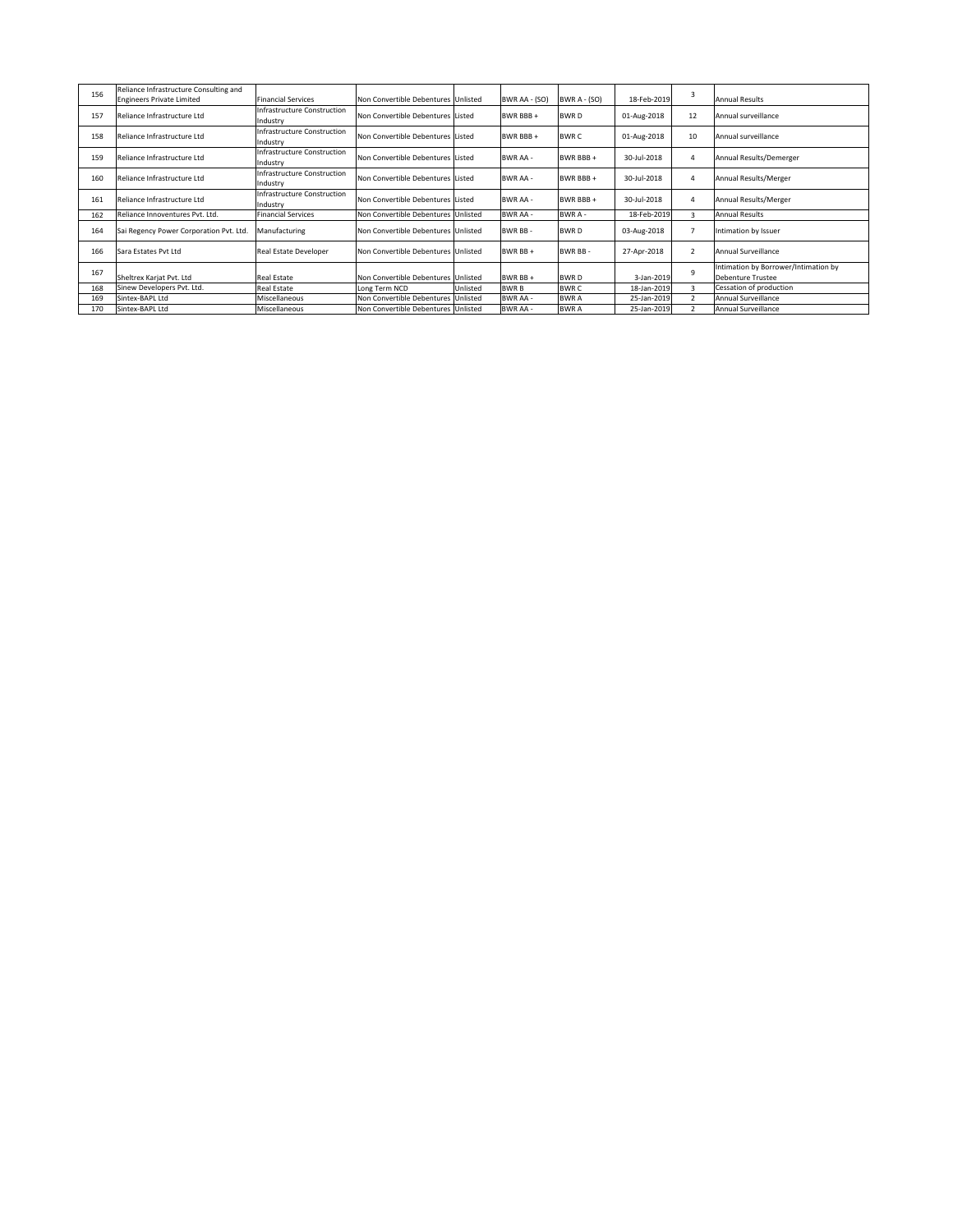| | | | | | | | | | |
|---|---|---|---|---|---|---|---|---|---|
| 156 | Reliance Infrastructure Consulting and Engineers Private Limited | Financial Services | Non Convertible Debentures | Unlisted | BWR AA - (SO) | BWR A - (SO) | 18-Feb-2019 | 3 | Annual Results |
| 157 | Reliance Infrastructure Ltd | Infrastructure Construction Industry | Non Convertible Debentures | Listed | BWR BBB + | BWR D | 01-Aug-2018 | 12 | Annual surveillance |
| 158 | Reliance Infrastructure Ltd | Infrastructure Construction Industry | Non Convertible Debentures | Listed | BWR BBB + | BWR C | 01-Aug-2018 | 10 | Annual surveillance |
| 159 | Reliance Infrastructure Ltd | Infrastructure Construction Industry | Non Convertible Debentures | Listed | BWR AA - | BWR BBB + | 30-Jul-2018 | 4 | Annual Results/Demerger |
| 160 | Reliance Infrastructure Ltd | Infrastructure Construction Industry | Non Convertible Debentures | Listed | BWR AA - | BWR BBB + | 30-Jul-2018 | 4 | Annual Results/Merger |
| 161 | Reliance Infrastructure Ltd | Infrastructure Construction Industry | Non Convertible Debentures | Listed | BWR AA - | BWR BBB + | 30-Jul-2018 | 4 | Annual Results/Merger |
| 162 | Reliance Innoventures Pvt. Ltd. | Financial Services | Non Convertible Debentures | Unlisted | BWR AA - | BWR A - | 18-Feb-2019 | 3 | Annual Results |
| 164 | Sai Regency Power Corporation Pvt. Ltd. | Manufacturing | Non Convertible Debentures | Unlisted | BWR BB - | BWR D | 03-Aug-2018 | 7 | Intimation by Issuer |
| 166 | Sara Estates Pvt Ltd | Real Estate Developer | Non Convertible Debentures | Unlisted | BWR BB + | BWR BB - | 27-Apr-2018 | 2 | Annual Surveillance |
| 167 | Sheltrex Karjat Pvt. Ltd | Real Estate | Non Convertible Debentures | Unlisted | BWR BB + | BWR D | 3-Jan-2019 | 9 | Intimation by Borrower/Intimation by Debenture Trustee |
| 168 | Sinew Developers Pvt. Ltd. | Real Estate | Long Term NCD | Unlisted | BWR B | BWR C | 18-Jan-2019 | 3 | Cessation of production |
| 169 | Sintex-BAPL Ltd | Miscellaneous | Non Convertible Debentures | Unlisted | BWR AA - | BWR A | 25-Jan-2019 | 2 | Annual Surveillance |
| 170 | Sintex-BAPL Ltd | Miscellaneous | Non Convertible Debentures | Unlisted | BWR AA - | BWR A | 25-Jan-2019 | 2 | Annual Surveillance |